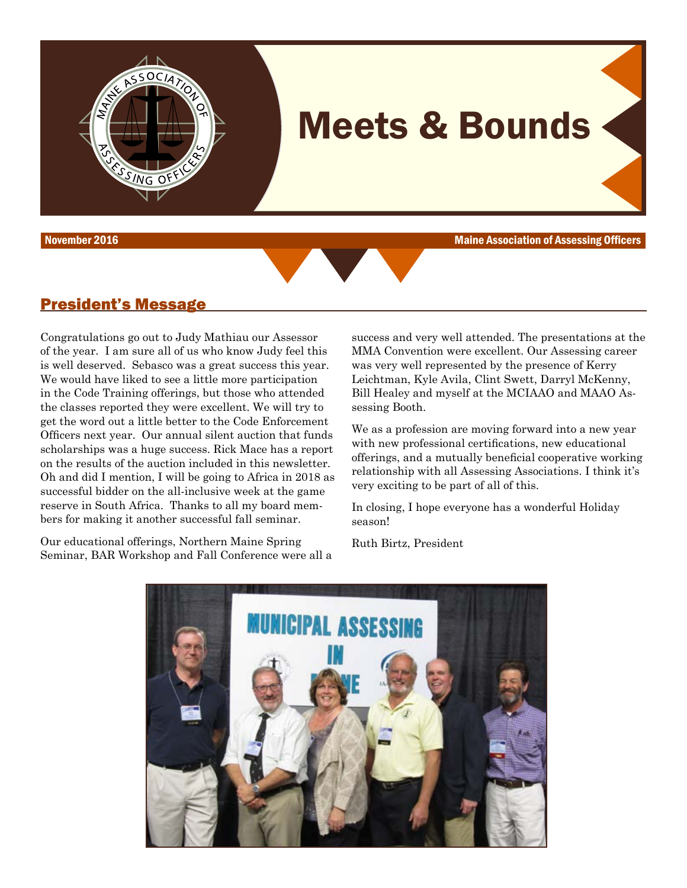# Meets & Bounds

November 2016 — Maine Association of Assessing Officers

## President's Message

Congratulations go out to Judy Mathiau our Assessor of the year. I am sure all of us who know Judy feel this is well deserved. Sebasco was a great success this year. We would have liked to see a little more participation in the Code Training offerings, but those who attended the classes reported they were excellent. We will try to get the word out a little better to the Code Enforcement Officers next year. Our annual silent auction that funds scholarships was a huge success. Rick Mace has a report on the results of the auction included in this newsletter. Oh and did I mention, I will be going to Africa in 2018 as successful bidder on the all-inclusive week at the game reserve in South Africa. Thanks to all my board members for making it another successful fall seminar.

Our educational offerings, Northern Maine Spring Seminar, BAR Workshop and Fall Conference were all a success and very well attended. The presentations at the MMA Convention were excellent. Our Assessing career was very well represented by the presence of Kerry Leichtman, Kyle Avila, Clint Swett, Darryl McKenny, Bill Healey and myself at the MCIAAO and MAAO Assessing Booth.

We as a profession are moving forward into a new year with new professional certifications, new educational offerings, and a mutually beneficial cooperative working relationship with all Assessing Associations. I think it's very exciting to be part of all of this.

In closing, I hope everyone has a wonderful Holiday season!

Ruth Birtz, President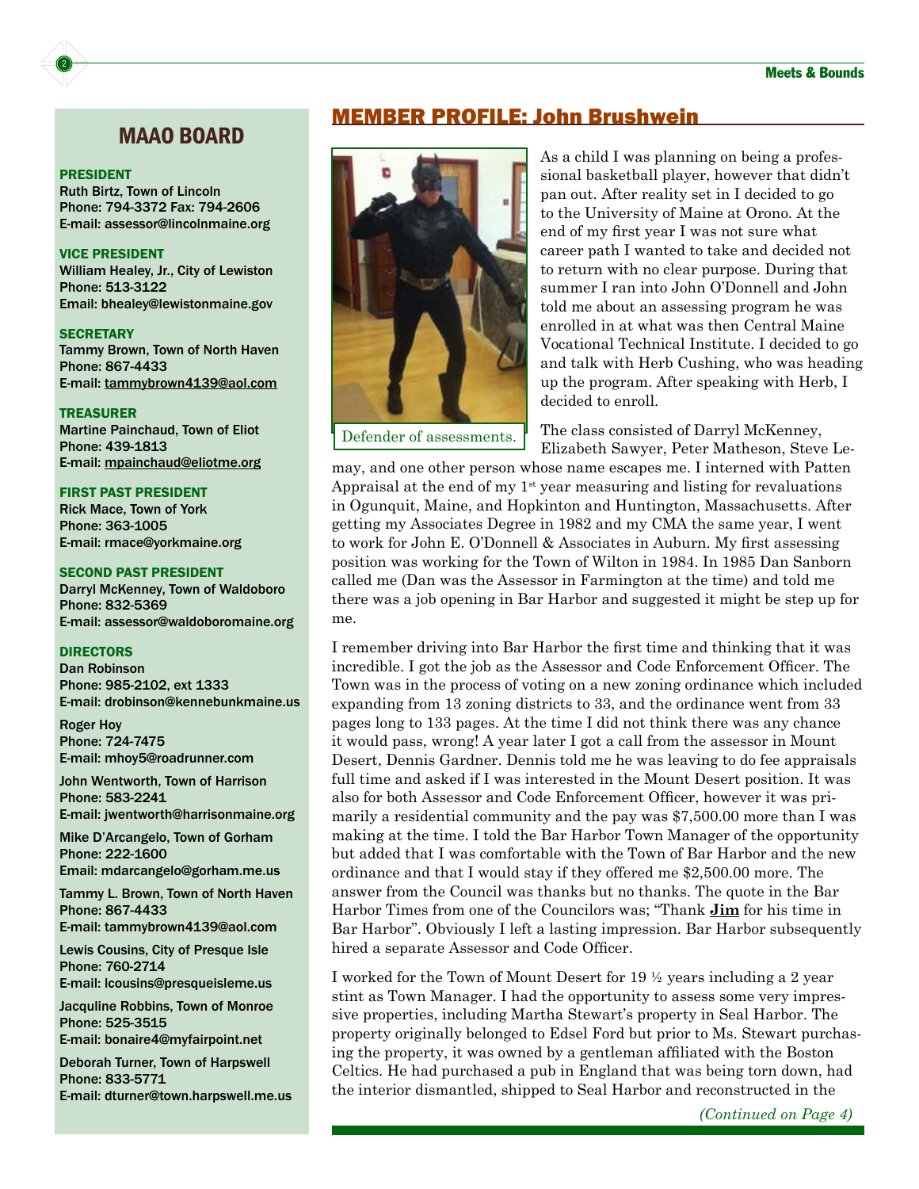## MAAO BOARD

**PRESIDENT**
Ruth Birtz, Town of Lincoln
Phone: 794-3372 Fax: 794-2606
E-mail: assessor@lincolnmaine.org

**VICE PRESIDENT**
William Healey, Jr., City of Lewiston
Phone: 513-3122
Email: bhealey@lewistonmaine.gov

**SECRETARY**
Tammy Brown, Town of North Haven
Phone: 867-4433
E-mail: tammybrown4139@aol.com

**TREASURER**
Martine Painchaud, Town of Eliot
Phone: 439-1813
E-mail: mpainchaud@eliotme.org

**FIRST PAST PRESIDENT**
Rick Mace, Town of York
Phone: 363-1005
E-mail: rmace@yorkmaine.org

**SECOND PAST PRESIDENT**
Darryl McKenney, Town of Waldoboro
Phone: 832-5369
E-mail: assessor@waldoboromaine.org

**DIRECTORS**
Dan Robinson
Phone: 985-2102, ext 1333
E-mail: drobinson@kennebunkmaine.us

Roger Hoy
Phone: 724-7475
E-mail: mhoy5@roadrunner.com

John Wentworth, Town of Harrison
Phone: 583-2241
E-mail: jwentworth@harrisonmaine.org

Mike D'Arcangelo, Town of Gorham
Phone: 222-1600
Email: mdarcangelo@gorham.me.us

Tammy L. Brown, Town of North Haven
Phone: 867-4433
E-mail: tammybrown4139@aol.com

Lewis Cousins, City of Presque Isle
Phone: 760-2714
E-mail: lcousins@presqueisleme.us

Jacquline Robbins, Town of Monroe
Phone: 525-3515
E-mail: bonaire4@myfairpoint.net

Deborah Turner, Town of Harpswell
Phone: 833-5771
E-mail: dturner@town.harpswell.me.us

## MEMBER PROFILE: John Brushwein

Defender of assessments.

As a child I was planning on being a professional basketball player, however that didn't pan out. After reality set in I decided to go to the University of Maine at Orono. At the end of my first year I was not sure what career path I wanted to take and decided not to return with no clear purpose. During that summer I ran into John O'Donnell and John told me about an assessing program he was enrolled in at what was then Central Maine Vocational Technical Institute. I decided to go and talk with Herb Cushing, who was heading up the program. After speaking with Herb, I decided to enroll.

The class consisted of Darryl McKenney, Elizabeth Sawyer, Peter Matheson, Steve Lemay, and one other person whose name escapes me. I interned with Patten Appraisal at the end of my 1st year measuring and listing for revaluations in Ogunquit, Maine, and Hopkinton and Huntington, Massachusetts. After getting my Associates Degree in 1982 and my CMA the same year, I went to work for John E. O'Donnell & Associates in Auburn. My first assessing position was working for the Town of Wilton in 1984. In 1985 Dan Sanborn called me (Dan was the Assessor in Farmington at the time) and told me there was a job opening in Bar Harbor and suggested it might be step up for me.

I remember driving into Bar Harbor the first time and thinking that it was incredible. I got the job as the Assessor and Code Enforcement Officer. The Town was in the process of voting on a new zoning ordinance which included expanding from 13 zoning districts to 33, and the ordinance went from 33 pages long to 133 pages. At the time I did not think there was any chance it would pass, wrong! A year later I got a call from the assessor in Mount Desert, Dennis Gardner. Dennis told me he was leaving to do fee appraisals full time and asked if I was interested in the Mount Desert position. It was also for both Assessor and Code Enforcement Officer, however it was primarily a residential community and the pay was $7,500.00 more than I was making at the time. I told the Bar Harbor Town Manager of the opportunity but added that I was comfortable with the Town of Bar Harbor and the new ordinance and that I would stay if they offered me $2,500.00 more. The answer from the Council was thanks but no thanks. The quote in the Bar Harbor Times from one of the Councilors was; "Thank **Jim** for his time in Bar Harbor". Obviously I left a lasting impression. Bar Harbor subsequently hired a separate Assessor and Code Officer.

I worked for the Town of Mount Desert for 19 ½ years including a 2 year stint as Town Manager. I had the opportunity to assess some very impressive properties, including Martha Stewart's property in Seal Harbor. The property originally belonged to Edsel Ford but prior to Ms. Stewart purchasing the property, it was owned by a gentleman affiliated with the Boston Celtics. He had purchased a pub in England that was being torn down, had the interior dismantled, shipped to Seal Harbor and reconstructed in the

*(Continued on Page 4)*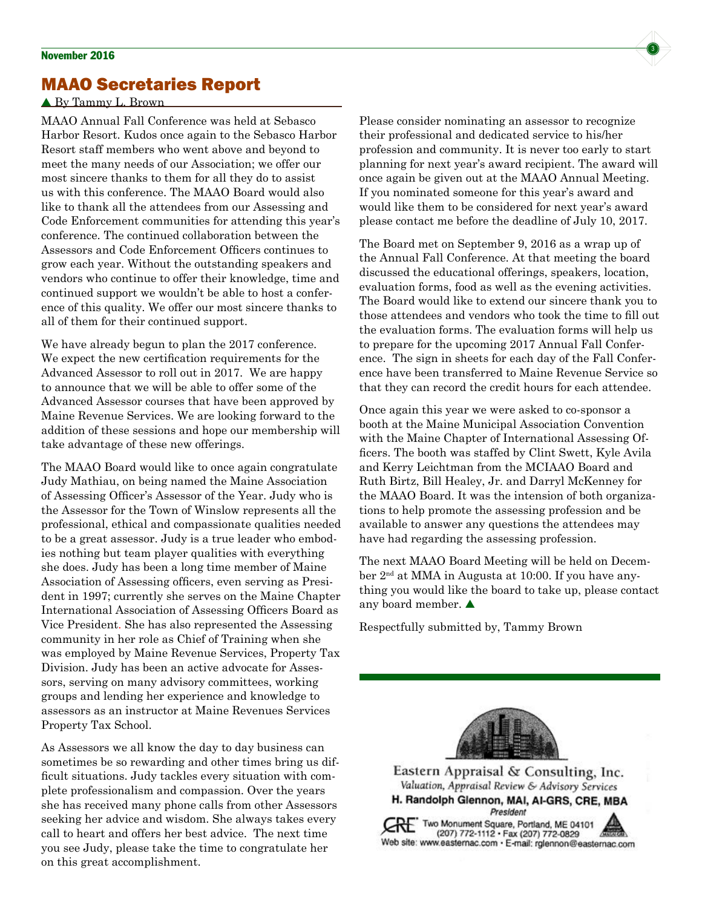## MAAO Secretaries Report

▲ By Tammy L. Brown

MAAO Annual Fall Conference was held at Sebasco Harbor Resort. Kudos once again to the Sebasco Harbor Resort staff members who went above and beyond to meet the many needs of our Association; we offer our most sincere thanks to them for all they do to assist us with this conference. The MAAO Board would also like to thank all the attendees from our Assessing and Code Enforcement communities for attending this year's conference. The continued collaboration between the Assessors and Code Enforcement Officers continues to grow each year. Without the outstanding speakers and vendors who continue to offer their knowledge, time and continued support we wouldn't be able to host a conference of this quality. We offer our most sincere thanks to all of them for their continued support.

We have already begun to plan the 2017 conference. We expect the new certification requirements for the Advanced Assessor to roll out in 2017. We are happy to announce that we will be able to offer some of the Advanced Assessor courses that have been approved by Maine Revenue Services. We are looking forward to the addition of these sessions and hope our membership will take advantage of these new offerings.

The MAAO Board would like to once again congratulate Judy Mathiau, on being named the Maine Association of Assessing Officer's Assessor of the Year. Judy who is the Assessor for the Town of Winslow represents all the professional, ethical and compassionate qualities needed to be a great assessor. Judy is a true leader who embodies nothing but team player qualities with everything she does. Judy has been a long time member of Maine Association of Assessing officers, even serving as President in 1997; currently she serves on the Maine Chapter International Association of Assessing Officers Board as Vice President. She has also represented the Assessing community in her role as Chief of Training when she was employed by Maine Revenue Services, Property Tax Division. Judy has been an active advocate for Assessors, serving on many advisory committees, working groups and lending her experience and knowledge to assessors as an instructor at Maine Revenues Services Property Tax School.

As Assessors we all know the day to day business can sometimes be so rewarding and other times bring us difficult situations. Judy tackles every situation with complete professionalism and compassion. Over the years she has received many phone calls from other Assessors seeking her advice and wisdom. She always takes every call to heart and offers her best advice. The next time you see Judy, please take the time to congratulate her on this great accomplishment.

Please consider nominating an assessor to recognize their professional and dedicated service to his/her profession and community. It is never too early to start planning for next year's award recipient. The award will once again be given out at the MAAO Annual Meeting. If you nominated someone for this year's award and would like them to be considered for next year's award please contact me before the deadline of July 10, 2017.

The Board met on September 9, 2016 as a wrap up of the Annual Fall Conference. At that meeting the board discussed the educational offerings, speakers, location, evaluation forms, food as well as the evening activities. The Board would like to extend our sincere thank you to those attendees and vendors who took the time to fill out the evaluation forms. The evaluation forms will help us to prepare for the upcoming 2017 Annual Fall Conference. The sign in sheets for each day of the Fall Conference have been transferred to Maine Revenue Service so that they can record the credit hours for each attendee.

Once again this year we were asked to co-sponsor a booth at the Maine Municipal Association Convention with the Maine Chapter of International Assessing Officers. The booth was staffed by Clint Swett, Kyle Avila and Kerry Leichtman from the MCIAAO Board and Ruth Birtz, Bill Healey, Jr. and Darryl McKenney for the MAAO Board. It was the intension of both organizations to help promote the assessing profession and be available to answer any questions the attendees may have had regarding the assessing profession.

The next MAAO Board Meeting will be held on December 2nd at MMA in Augusta at 10:00. If you have anything you would like the board to take up, please contact any board member. ▲

Respectfully submitted by, Tammy Brown

---

Eastern Appraisal & Consulting, Inc.
*Valuation, Appraisal Review & Advisory Services*
**H. Randolph Glennon, MAI, AI-GRS, CRE, MBA**
*President*
CRE Two Monument Square, Portland, ME 04101
(207) 772-1112 • Fax (207) 772-0829
Web site: www.easternac.com • E-mail: rglennon@easternac.com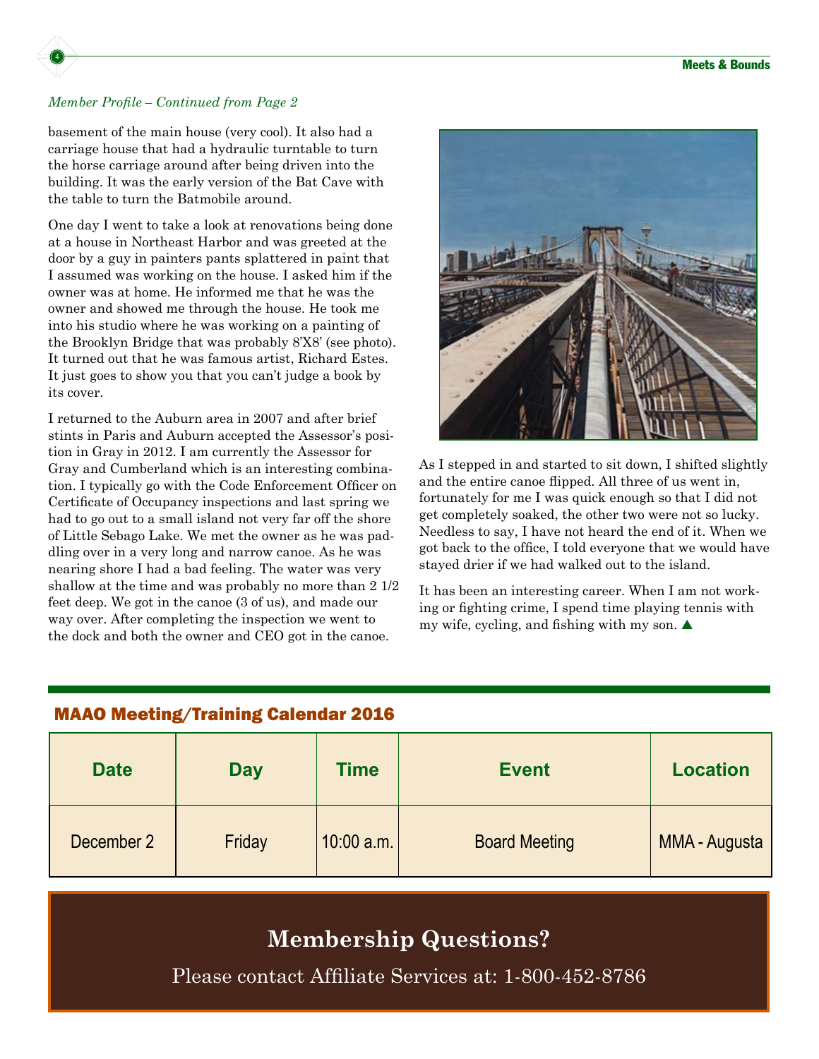*Member Profile – Continued from Page 2*

basement of the main house (very cool). It also had a carriage house that had a hydraulic turntable to turn the horse carriage around after being driven into the building. It was the early version of the Bat Cave with the table to turn the Batmobile around.

One day I went to take a look at renovations being done at a house in Northeast Harbor and was greeted at the door by a guy in painters pants splattered in paint that I assumed was working on the house. I asked him if the owner was at home. He informed me that he was the owner and showed me through the house. He took me into his studio where he was working on a painting of the Brooklyn Bridge that was probably 8'X8' (see photo). It turned out that he was famous artist, Richard Estes. It just goes to show you that you can't judge a book by its cover.

I returned to the Auburn area in 2007 and after brief stints in Paris and Auburn accepted the Assessor's position in Gray in 2012. I am currently the Assessor for Gray and Cumberland which is an interesting combination. I typically go with the Code Enforcement Officer on Certificate of Occupancy inspections and last spring we had to go out to a small island not very far off the shore of Little Sebago Lake. We met the owner as he was paddling over in a very long and narrow canoe. As he was nearing shore I had a bad feeling. The water was very shallow at the time and was probably no more than 2 1/2 feet deep. We got in the canoe (3 of us), and made our way over. After completing the inspection we went to the dock and both the owner and CEO got in the canoe. As I stepped in and started to sit down, I shifted slightly and the entire canoe flipped. All three of us went in, fortunately for me I was quick enough so that I did not get completely soaked, the other two were not so lucky. Needless to say, I have not heard the end of it. When we got back to the office, I told everyone that we would have stayed drier if we had walked out to the island.

It has been an interesting career. When I am not working or fighting crime, I spend time playing tennis with my wife, cycling, and fishing with my son. ▲

## MAAO Meeting/Training Calendar 2016

| Date | Day | Time | Event | Location |
|---|---|---|---|---|
| December 2 | Friday | 10:00 a.m. | Board Meeting | MMA - Augusta |

## Membership Questions?

Please contact Affiliate Services at: 1-800-452-8786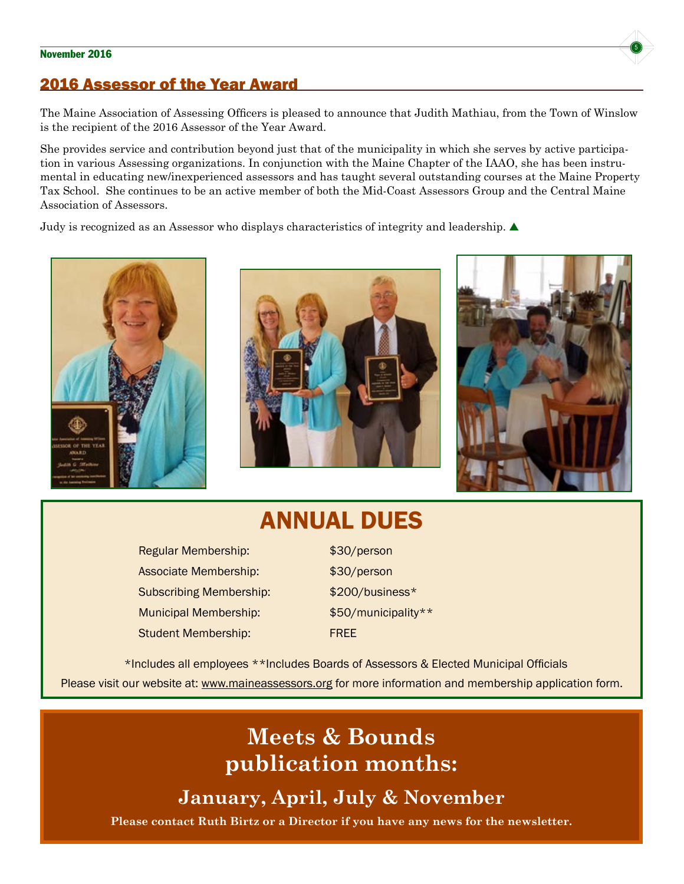## 2016 Assessor of the Year Award

The Maine Association of Assessing Officers is pleased to announce that Judith Mathiau, from the Town of Winslow is the recipient of the 2016 Assessor of the Year Award.

She provides service and contribution beyond just that of the municipality in which she serves by active participation in various Assessing organizations. In conjunction with the Maine Chapter of the IAAO, she has been instrumental in educating new/inexperienced assessors and has taught several outstanding courses at the Maine Property Tax School. She continues to be an active member of both the Mid-Coast Assessors Group and the Central Maine Association of Assessors.

Judy is recognized as an Assessor who displays characteristics of integrity and leadership. ▲

# ANNUAL DUES

| | |
|---|---|
| Regular Membership: | $30/person |
| Associate Membership: | $30/person |
| Subscribing Membership: | $200/business* |
| Municipal Membership: | $50/municipality** |
| Student Membership: | FREE |

*Includes all employees **Includes Boards of Assessors & Elected Municipal Officials

Please visit our website at: www.maineassessors.org for more information and membership application form.

# Meets & Bounds publication months:

## January, April, July & November

**Please contact Ruth Birtz or a Director if you have any news for the newsletter.**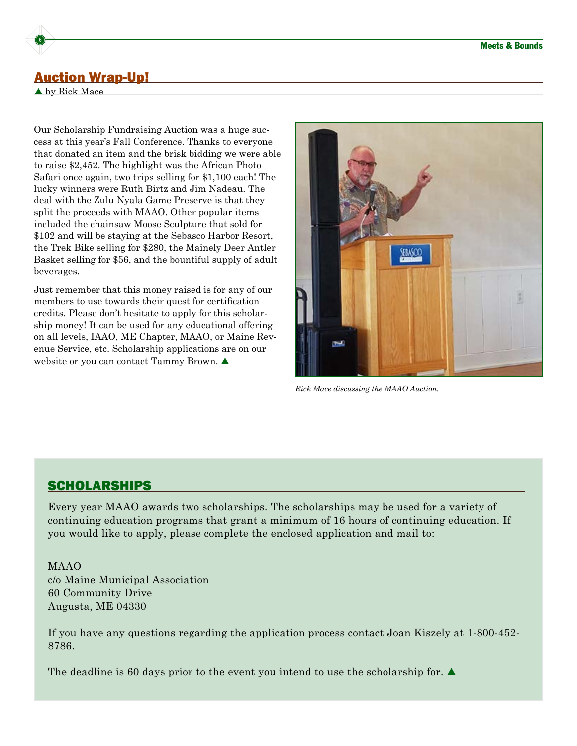## Auction Wrap-Up!

▲ by Rick Mace

Our Scholarship Fundraising Auction was a huge success at this year's Fall Conference. Thanks to everyone that donated an item and the brisk bidding we were able to raise $2,452. The highlight was the African Photo Safari once again, two trips selling for $1,100 each! The lucky winners were Ruth Birtz and Jim Nadeau. The deal with the Zulu Nyala Game Preserve is that they split the proceeds with MAAO. Other popular items included the chainsaw Moose Sculpture that sold for $102 and will be staying at the Sebasco Harbor Resort, the Trek Bike selling for $280, the Mainely Deer Antler Basket selling for $56, and the bountiful supply of adult beverages.

Just remember that this money raised is for any of our members to use towards their quest for certification credits. Please don't hesitate to apply for this scholarship money! It can be used for any educational offering on all levels, IAAO, ME Chapter, MAAO, or Maine Revenue Service, etc. Scholarship applications are on our website or you can contact Tammy Brown. ▲

*Rick Mace discussing the MAAO Auction.*

## SCHOLARSHIPS

Every year MAAO awards two scholarships. The scholarships may be used for a variety of continuing education programs that grant a minimum of 16 hours of continuing education. If you would like to apply, please complete the enclosed application and mail to:

MAAO  
c/o Maine Municipal Association  
60 Community Drive  
Augusta, ME 04330

If you have any questions regarding the application process contact Joan Kiszely at 1-800-452-8786.

The deadline is 60 days prior to the event you intend to use the scholarship for. ▲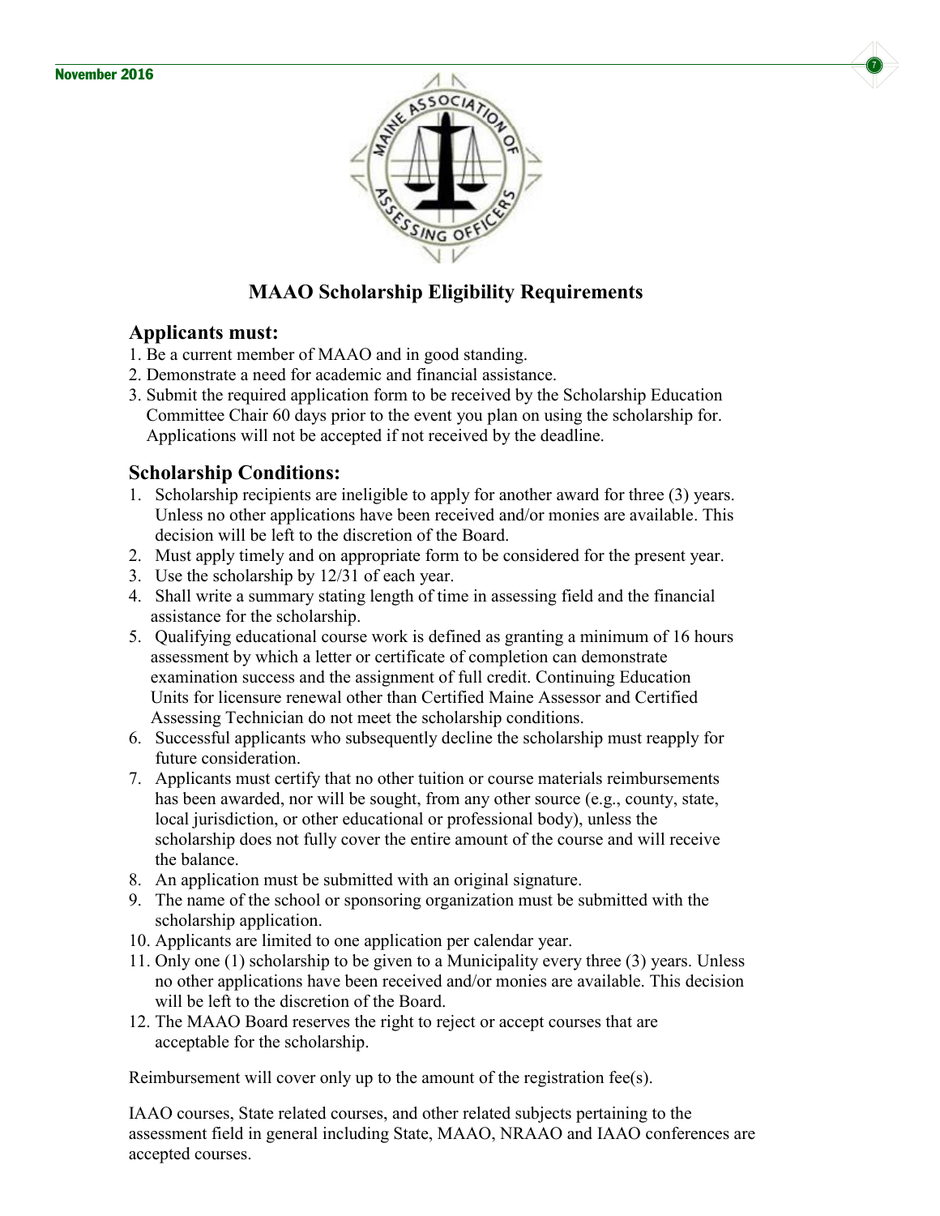## MAAO Scholarship Eligibility Requirements

### Applicants must:

1. Be a current member of MAAO and in good standing.
2. Demonstrate a need for academic and financial assistance.
3. Submit the required application form to be received by the Scholarship Education Committee Chair 60 days prior to the event you plan on using the scholarship for. Applications will not be accepted if not received by the deadline.

### Scholarship Conditions:

1. Scholarship recipients are ineligible to apply for another award for three (3) years. Unless no other applications have been received and/or monies are available. This decision will be left to the discretion of the Board.
2. Must apply timely and on appropriate form to be considered for the present year.
3. Use the scholarship by 12/31 of each year.
4. Shall write a summary stating length of time in assessing field and the financial assistance for the scholarship.
5. Qualifying educational course work is defined as granting a minimum of 16 hours assessment by which a letter or certificate of completion can demonstrate examination success and the assignment of full credit. Continuing Education Units for licensure renewal other than Certified Maine Assessor and Certified Assessing Technician do not meet the scholarship conditions.
6. Successful applicants who subsequently decline the scholarship must reapply for future consideration.
7. Applicants must certify that no other tuition or course materials reimbursements has been awarded, nor will be sought, from any other source (e.g., county, state, local jurisdiction, or other educational or professional body), unless the scholarship does not fully cover the entire amount of the course and will receive the balance.
8. An application must be submitted with an original signature.
9. The name of the school or sponsoring organization must be submitted with the scholarship application.
10. Applicants are limited to one application per calendar year.
11. Only one (1) scholarship to be given to a Municipality every three (3) years. Unless no other applications have been received and/or monies are available. This decision will be left to the discretion of the Board.
12. The MAAO Board reserves the right to reject or accept courses that are acceptable for the scholarship.

Reimbursement will cover only up to the amount of the registration fee(s).

IAAO courses, State related courses, and other related subjects pertaining to the assessment field in general including State, MAAO, NRAAO and IAAO conferences are accepted courses.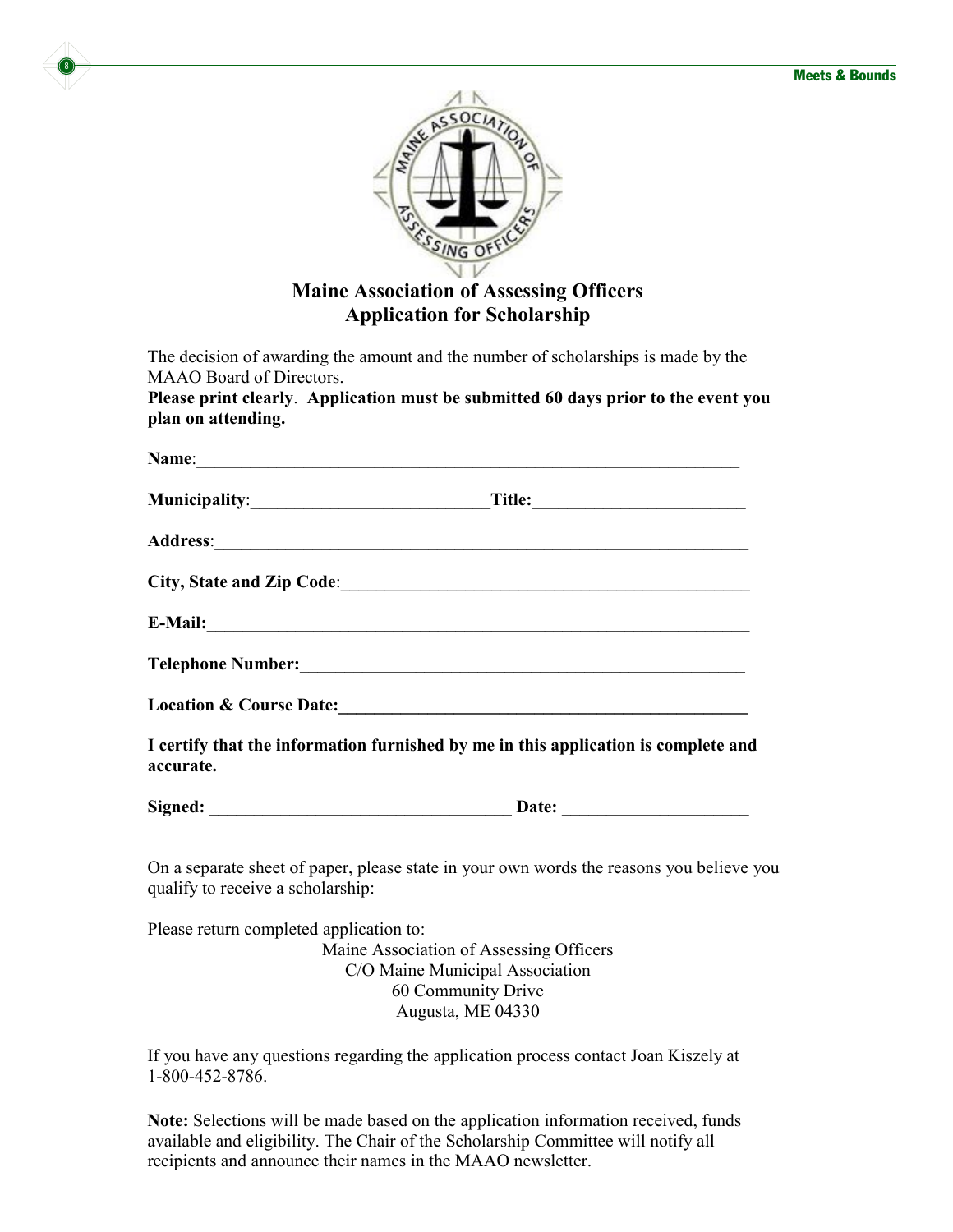# Maine Association of Assessing Officers
## Application for Scholarship

The decision of awarding the amount and the number of scholarships is made by the MAAO Board of Directors.

**Please print clearly**. **Application must be submitted 60 days prior to the event you plan on attending.**

**Name**:________________________________________________________________

**Municipality**:___________________________**Title:_________________________**

**Address**:_______________________________________________________________

**City, State and Zip Code**:_______________________________________________

**E-Mail:_________________________________________________________________**

**Telephone Number:______________________________________________________**

**Location & Course Date:_________________________________________________**

**I certify that the information furnished by me in this application is complete and accurate.**

**Signed: __________________________________ Date: _____________________**

On a separate sheet of paper, please state in your own words the reasons you believe you qualify to receive a scholarship:

Please return completed application to:

Maine Association of Assessing Officers
C/O Maine Municipal Association
60 Community Drive
Augusta, ME 04330

If you have any questions regarding the application process contact Joan Kiszely at 1-800-452-8786.

**Note:** Selections will be made based on the application information received, funds available and eligibility. The Chair of the Scholarship Committee will notify all recipients and announce their names in the MAAO newsletter.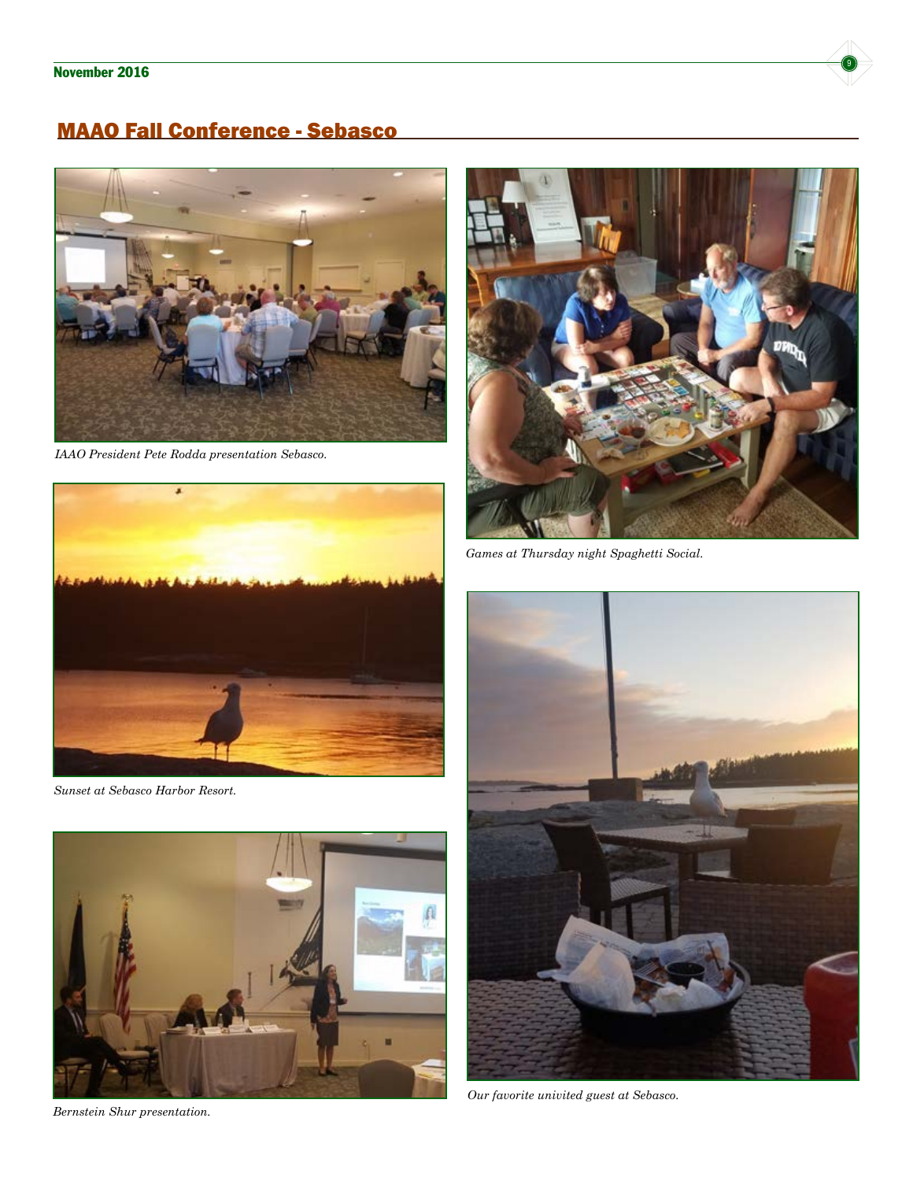## MAAO Fall Conference - Sebasco

*IAAO President Pete Rodda presentation Sebasco.*

*Games at Thursday night Spaghetti Social.*

*Sunset at Sebasco Harbor Resort.*

*Bernstein Shur presentation.*

*Our favorite univited guest at Sebasco.*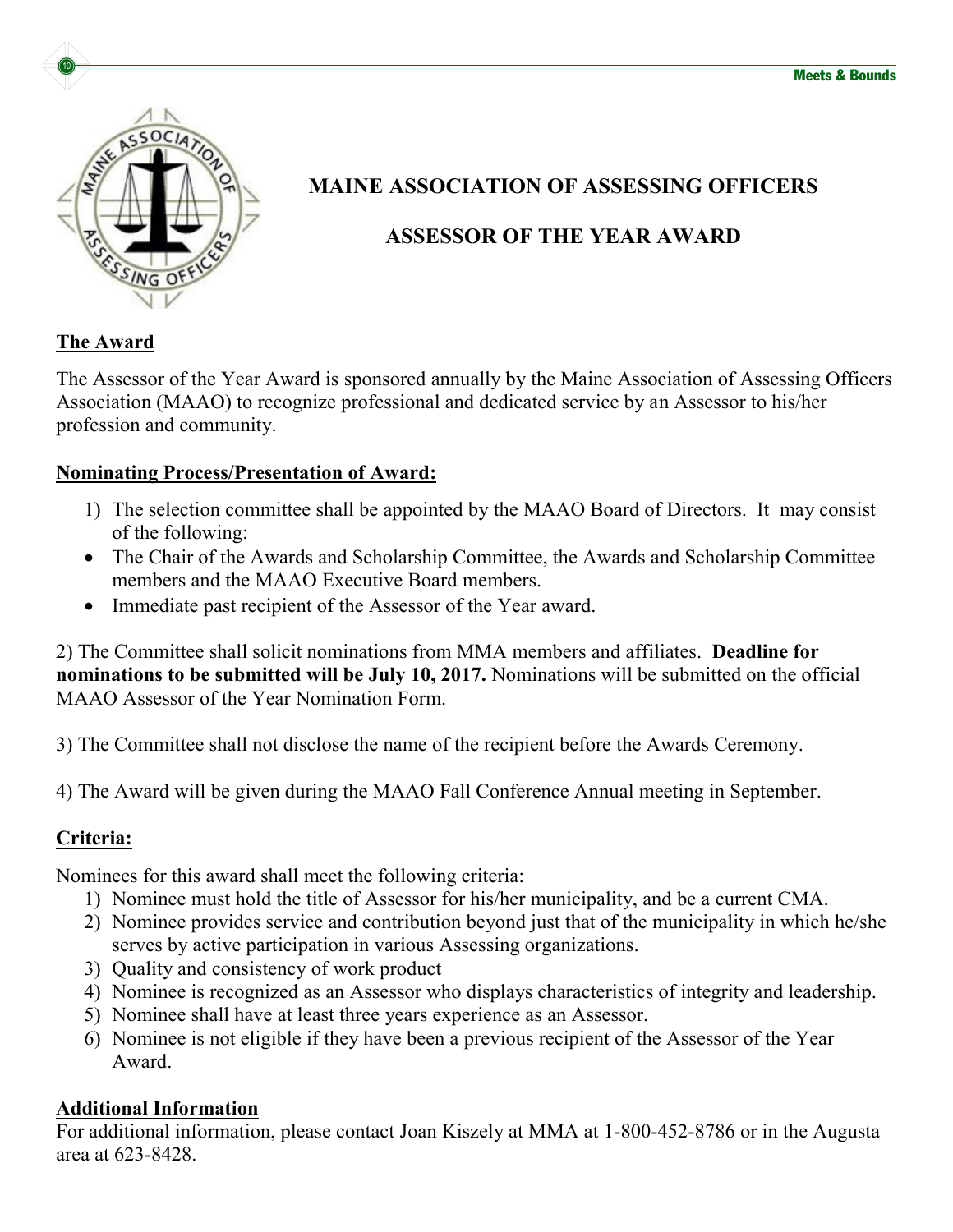# MAINE ASSOCIATION OF ASSESSING OFFICERS

# ASSESSOR OF THE YEAR AWARD

## The Award

The Assessor of the Year Award is sponsored annually by the Maine Association of Assessing Officers Association (MAAO) to recognize professional and dedicated service by an Assessor to his/her profession and community.

## Nominating Process/Presentation of Award:

1) The selection committee shall be appointed by the MAAO Board of Directors. It may consist of the following:
   - The Chair of the Awards and Scholarship Committee, the Awards and Scholarship Committee members and the MAAO Executive Board members.
   - Immediate past recipient of the Assessor of the Year award.

2) The Committee shall solicit nominations from MMA members and affiliates. **Deadline for nominations to be submitted will be July 10, 2017.** Nominations will be submitted on the official MAAO Assessor of the Year Nomination Form.

3) The Committee shall not disclose the name of the recipient before the Awards Ceremony.

4) The Award will be given during the MAAO Fall Conference Annual meeting in September.

## Criteria:

Nominees for this award shall meet the following criteria:

1) Nominee must hold the title of Assessor for his/her municipality, and be a current CMA.
2) Nominee provides service and contribution beyond just that of the municipality in which he/she serves by active participation in various Assessing organizations.
3) Quality and consistency of work product
4) Nominee is recognized as an Assessor who displays characteristics of integrity and leadership.
5) Nominee shall have at least three years experience as an Assessor.
6) Nominee is not eligible if they have been a previous recipient of the Assessor of the Year Award.

## Additional Information

For additional information, please contact Joan Kiszely at MMA at 1-800-452-8786 or in the Augusta area at 623-8428.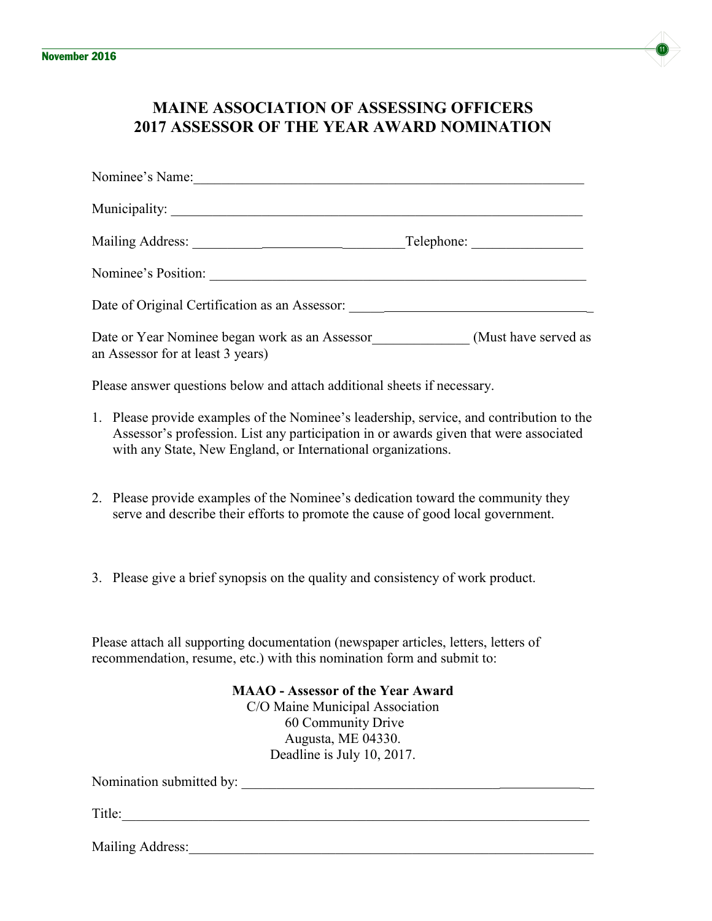# MAINE ASSOCIATION OF ASSESSING OFFICERS
# 2017 ASSESSOR OF THE YEAR AWARD NOMINATION

Nominee's Name:_______________________________________________________

Municipality: _________________________________________________________

Mailing Address: _________________________________Telephone: _______________

Nominee's Position: ____________________________________________________

Date of Original Certification as an Assessor: __________________________________

Date or Year Nominee began work as an Assessor_____________ (Must have served as an Assessor for at least 3 years)

Please answer questions below and attach additional sheets if necessary.

1. Please provide examples of the Nominee's leadership, service, and contribution to the Assessor's profession. List any participation in or awards given that were associated with any State, New England, or International organizations.

2. Please provide examples of the Nominee's dedication toward the community they serve and describe their efforts to promote the cause of good local government.

3. Please give a brief synopsis on the quality and consistency of work product.

Please attach all supporting documentation (newspaper articles, letters, letters of recommendation, resume, etc.) with this nomination form and submit to:

**MAAO - Assessor of the Year Award**
C/O Maine Municipal Association
60 Community Drive
Augusta, ME 04330.
Deadline is July 10, 2017.

Nomination submitted by: ______________________________________________

Title:_______________________________________________________________

Mailing Address:______________________________________________________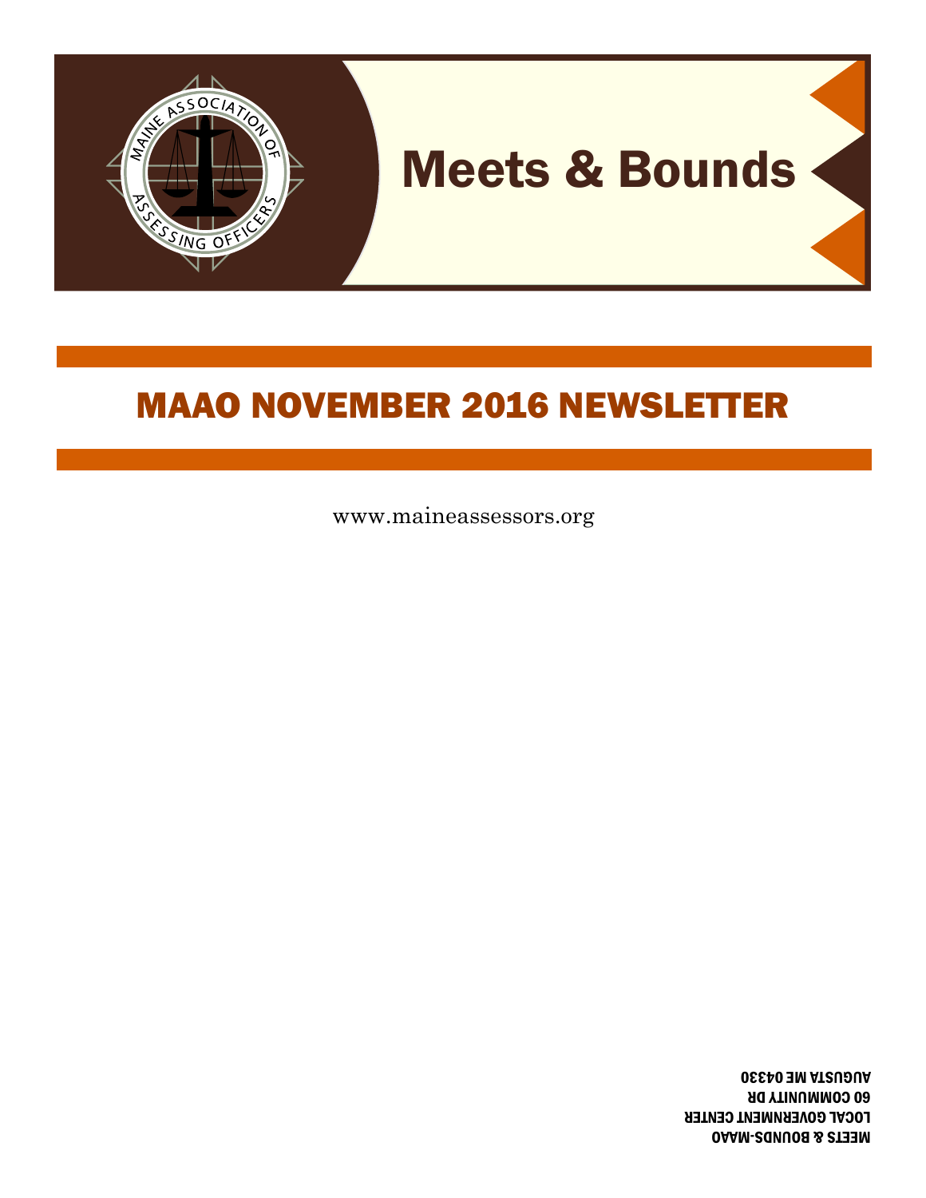# Meets & Bounds

## MAAO NOVEMBER 2016 NEWSLETTER

www.maineassessors.org

MEETS & BOUNDS-MAAO
LOCAL GOVERNMENT CENTER
60 COMMUNITY DR
AUGUSTA ME 04330